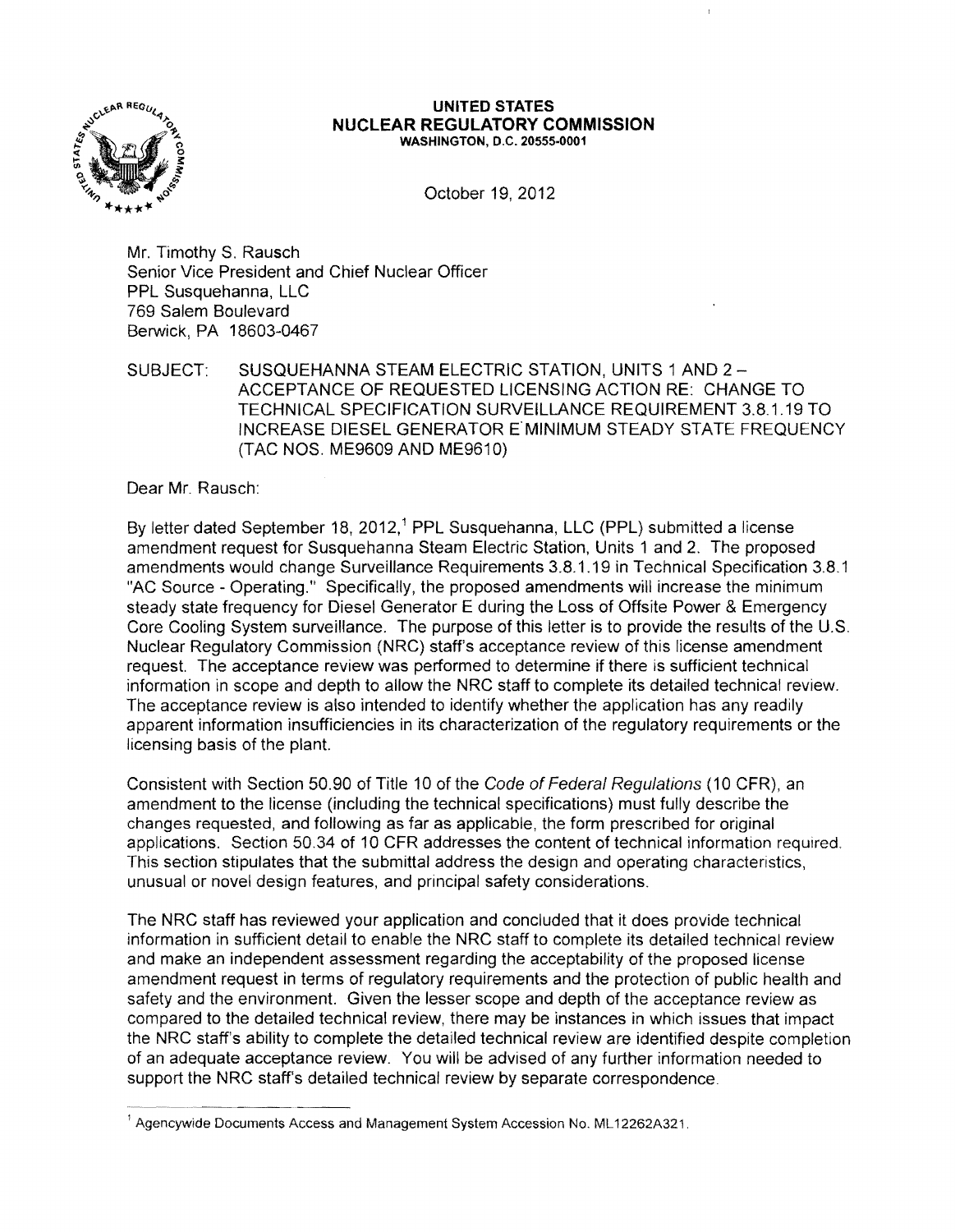# UNITED STATES
## NUCLEAR REGULATORY COMMISSION
WASHINGTON, D.C. 20555-0001

October 19, 2012

Mr. Timothy S. Rausch
Senior Vice President and Chief Nuclear Officer
PPL Susquehanna, LLC
769 Salem Boulevard
Berwick, PA 18603-0467

SUBJECT: SUSQUEHANNA STEAM ELECTRIC STATION, UNITS 1 AND 2 – ACCEPTANCE OF REQUESTED LICENSING ACTION RE: CHANGE TO TECHNICAL SPECIFICATION SURVEILLANCE REQUIREMENT 3.8.1.19 TO INCREASE DIESEL GENERATOR E MINIMUM STEADY STATE FREQUENCY (TAC NOS. ME9609 AND ME9610)

Dear Mr. Rausch:

By letter dated September 18, 2012,[1] PPL Susquehanna, LLC (PPL) submitted a license amendment request for Susquehanna Steam Electric Station, Units 1 and 2. The proposed amendments would change Surveillance Requirements 3.8.1.19 in Technical Specification 3.8.1 "AC Source - Operating." Specifically, the proposed amendments will increase the minimum steady state frequency for Diesel Generator E during the Loss of Offsite Power & Emergency Core Cooling System surveillance. The purpose of this letter is to provide the results of the U.S. Nuclear Regulatory Commission (NRC) staff's acceptance review of this license amendment request. The acceptance review was performed to determine if there is sufficient technical information in scope and depth to allow the NRC staff to complete its detailed technical review. The acceptance review is also intended to identify whether the application has any readily apparent information insufficiencies in its characterization of the regulatory requirements or the licensing basis of the plant.

Consistent with Section 50.90 of Title 10 of the *Code of Federal Regulations* (10 CFR), an amendment to the license (including the technical specifications) must fully describe the changes requested, and following as far as applicable, the form prescribed for original applications. Section 50.34 of 10 CFR addresses the content of technical information required. This section stipulates that the submittal address the design and operating characteristics, unusual or novel design features, and principal safety considerations.

The NRC staff has reviewed your application and concluded that it does provide technical information in sufficient detail to enable the NRC staff to complete its detailed technical review and make an independent assessment regarding the acceptability of the proposed license amendment request in terms of regulatory requirements and the protection of public health and safety and the environment. Given the lesser scope and depth of the acceptance review as compared to the detailed technical review, there may be instances in which issues that impact the NRC staff's ability to complete the detailed technical review are identified despite completion of an adequate acceptance review. You will be advised of any further information needed to support the NRC staff's detailed technical review by separate correspondence.

---

[1] Agencywide Documents Access and Management System Accession No. ML12262A321.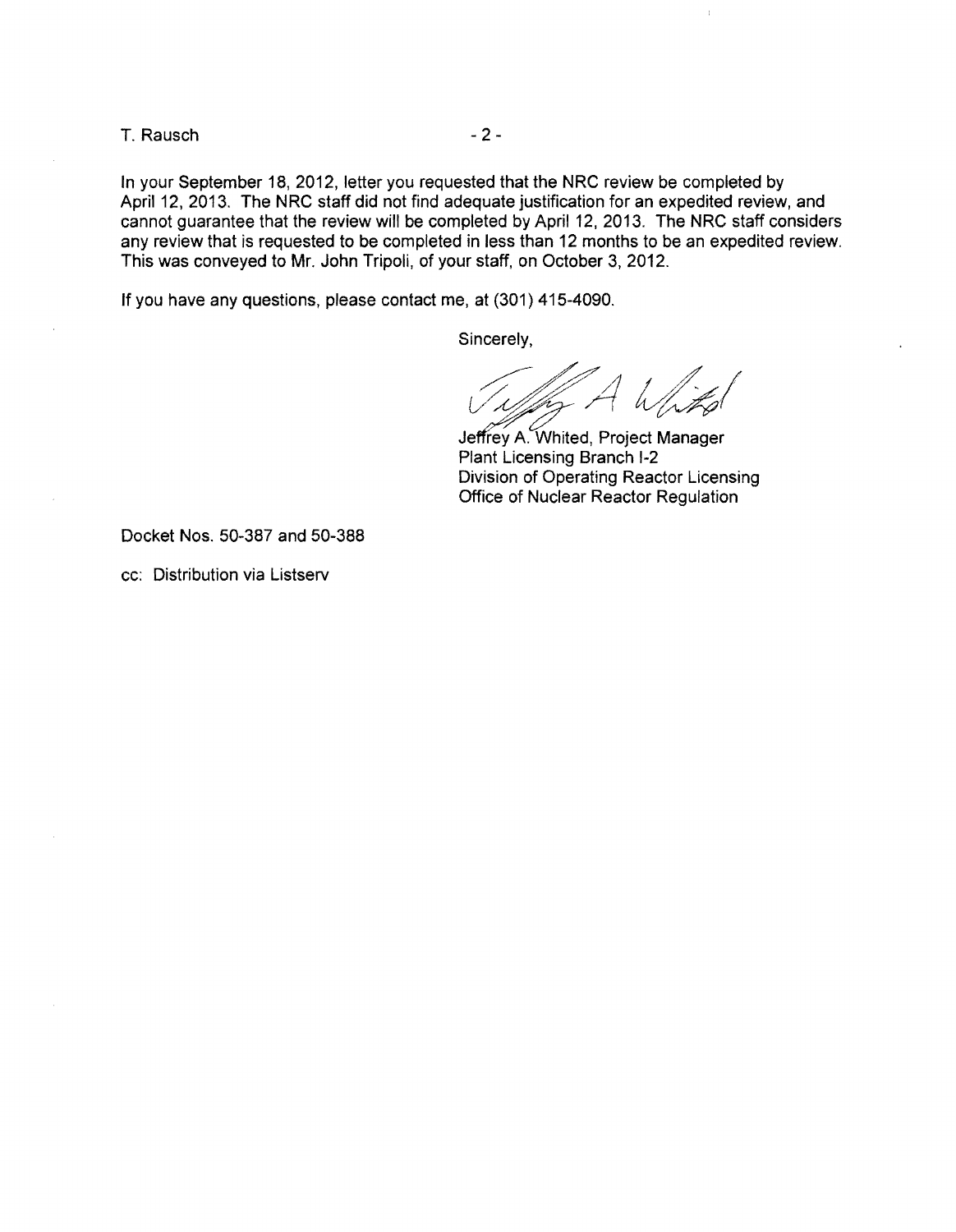In your September 18, 2012, letter you requested that the NRC review be completed by April 12, 2013. The NRC staff did not find adequate justification for an expedited review, and cannot guarantee that the review will be completed by April 12, 2013. The NRC staff considers any review that is requested to be completed in less than 12 months to be an expedited review. This was conveyed to Mr. John Tripoli, of your staff, on October 3, 2012.

If you have any questions, please contact me, at (301) 415-4090.

Sincerely,

Jeffrey A. Whited, Project Manager
Plant Licensing Branch I-2
Division of Operating Reactor Licensing
Office of Nuclear Reactor Regulation

Docket Nos. 50-387 and 50-388

cc: Distribution via Listserv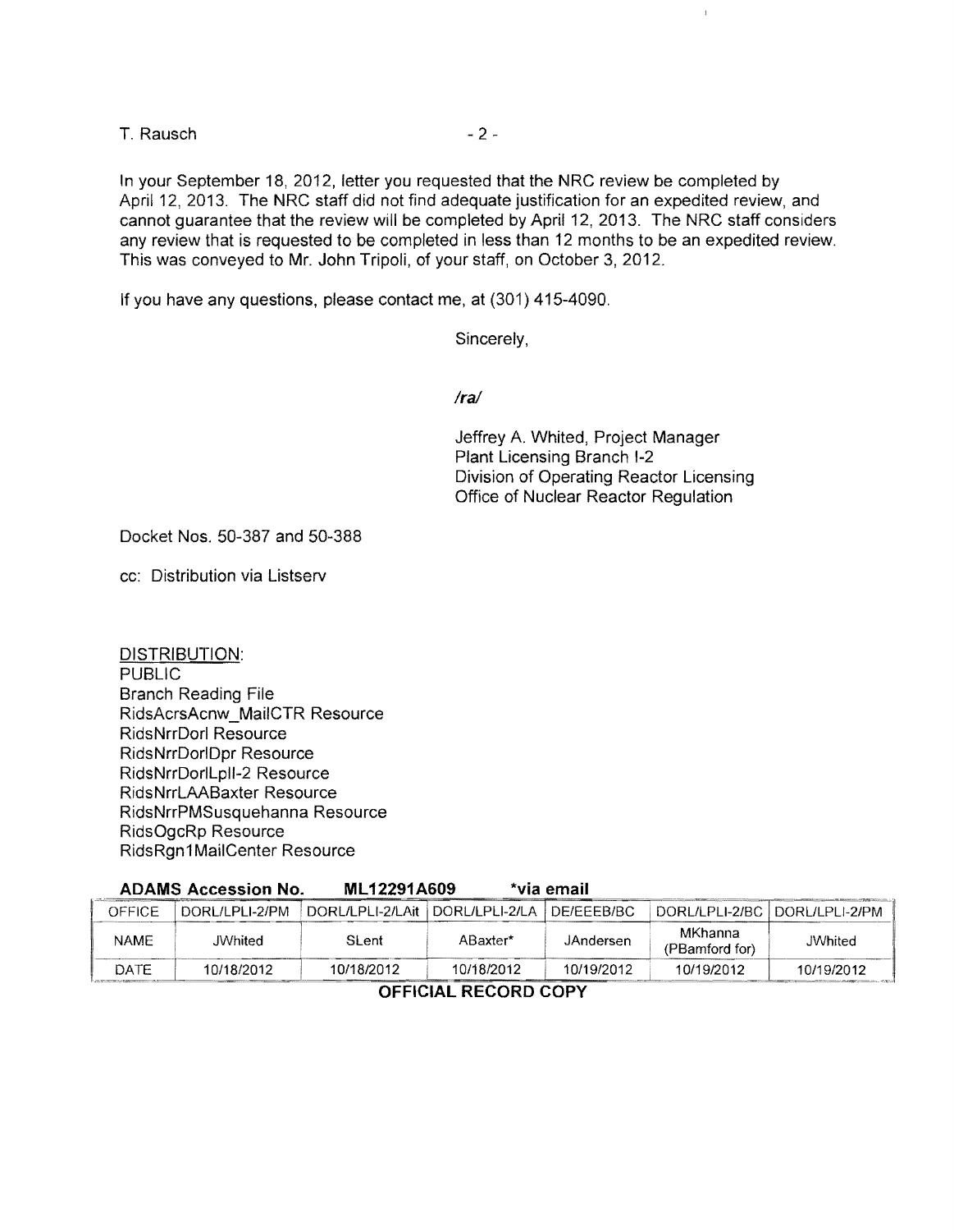In your September 18, 2012, letter you requested that the NRC review be completed by April 12, 2013. The NRC staff did not find adequate justification for an expedited review, and cannot guarantee that the review will be completed by April 12, 2013. The NRC staff considers any review that is requested to be completed in less than 12 months to be an expedited review. This was conveyed to Mr. John Tripoli, of your staff, on October 3, 2012.

If you have any questions, please contact me, at (301) 415-4090.

Sincerely,

*/ra/*

Jeffrey A. Whited, Project Manager
Plant Licensing Branch I-2
Division of Operating Reactor Licensing
Office of Nuclear Reactor Regulation

Docket Nos. 50-387 and 50-388

cc: Distribution via Listserv

DISTRIBUTION:
PUBLIC
Branch Reading File
RidsAcrsAcnw_MailCTR Resource
RidsNrrDorl Resource
RidsNrrDorlDpr Resource
RidsNrrDorlLpll-2 Resource
RidsNrrLAABaxter Resource
RidsNrrPMSusquehanna Resource
RidsOgcRp Resource
RidsRgn1MailCenter Resource

**ADAMS Accession No. ML12291A609 \*via email**

| OFFICE | DORL/LPLI-2/PM | DORL/LPLI-2/LAit | DORL/LPLI-2/LA | DE/EEEB/BC | DORL/LPLI-2/BC | DORL/LPLI-2/PM |
|---|---|---|---|---|---|---|
| NAME | JWhited | SLent | ABaxter* | JAndersen | MKhanna (PBamford for) | JWhited |
| DATE | 10/18/2012 | 10/18/2012 | 10/18/2012 | 10/19/2012 | 10/19/2012 | 10/19/2012 |

**OFFICIAL RECORD COPY**